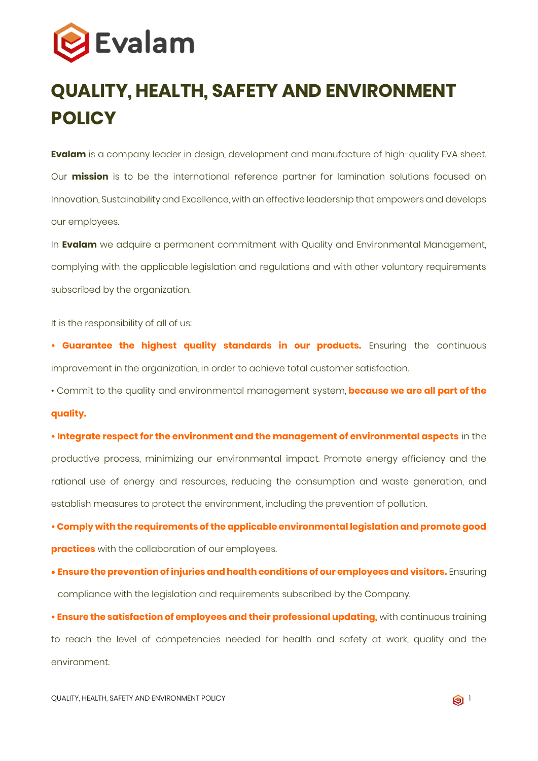Evalam

# QUALITY, HEALTH, SAFETY AND ENVIRONMENT POLICY

**Evalam** is a company leader in design, development and manufacture of high-quality EVA sheet. Our **mission** is to be the international reference partner for lamination solutions focused on Innovation, Sustainability and Excellence, with an effective leadership that empowers and develops our employees.

In **Evalam** we adquire a permanent commitment with Quality and Environmental Management, complying with the applicable legislation and regulations and with other voluntary requirements subscribed by the organization.

It is the responsibility of all of us:

- **Guarantee the highest quality standards in our products.** Ensuring the continuous improvement in the organization, in order to achieve total customer satisfaction.
- Commit to the quality and environmental management system, **because we are all part of the quality.**
- **Integrate respect for the environment and the management of environmental aspects** in the productive process, minimizing our environmental impact. Promote energy efficiency and the rational use of energy and resources, reducing the consumption and waste generation, and establish measures to protect the environment, including the prevention of pollution.
- **Comply with the requirements of the applicable environmental legislation and promote good practices** with the collaboration of our employees.
- **Ensure the prevention of injuries and health conditions of our employees and visitors.** Ensuring compliance with the legislation and requirements subscribed by the Company.
- **Ensure the satisfaction of employees and their professional updating,** with continuous training to reach the level of competencies needed for health and safety at work, quality and the environment.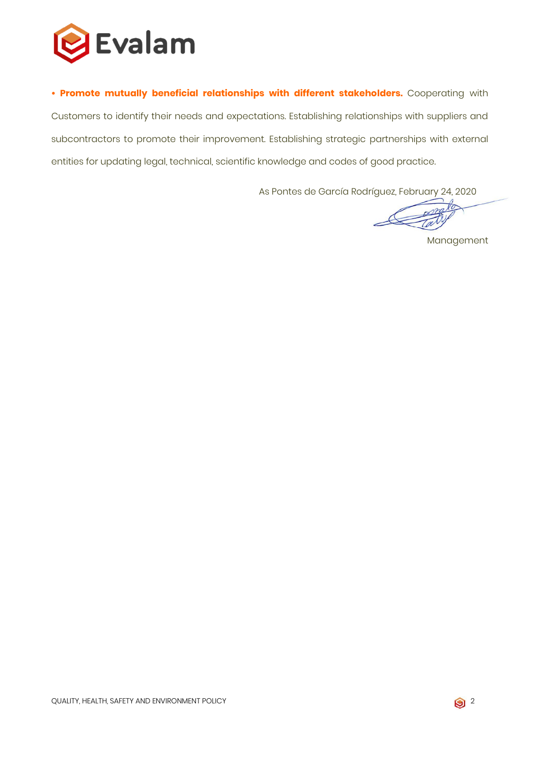- **Promote mutually beneficial relationships with different stakeholders.** Cooperating with Customers to identify their needs and expectations. Establishing relationships with suppliers and subcontractors to promote their improvement. Establishing strategic partnerships with external entities for updating legal, technical, scientific knowledge and codes of good practice.

As Pontes de García Rodríguez, February 24, 2020

Management